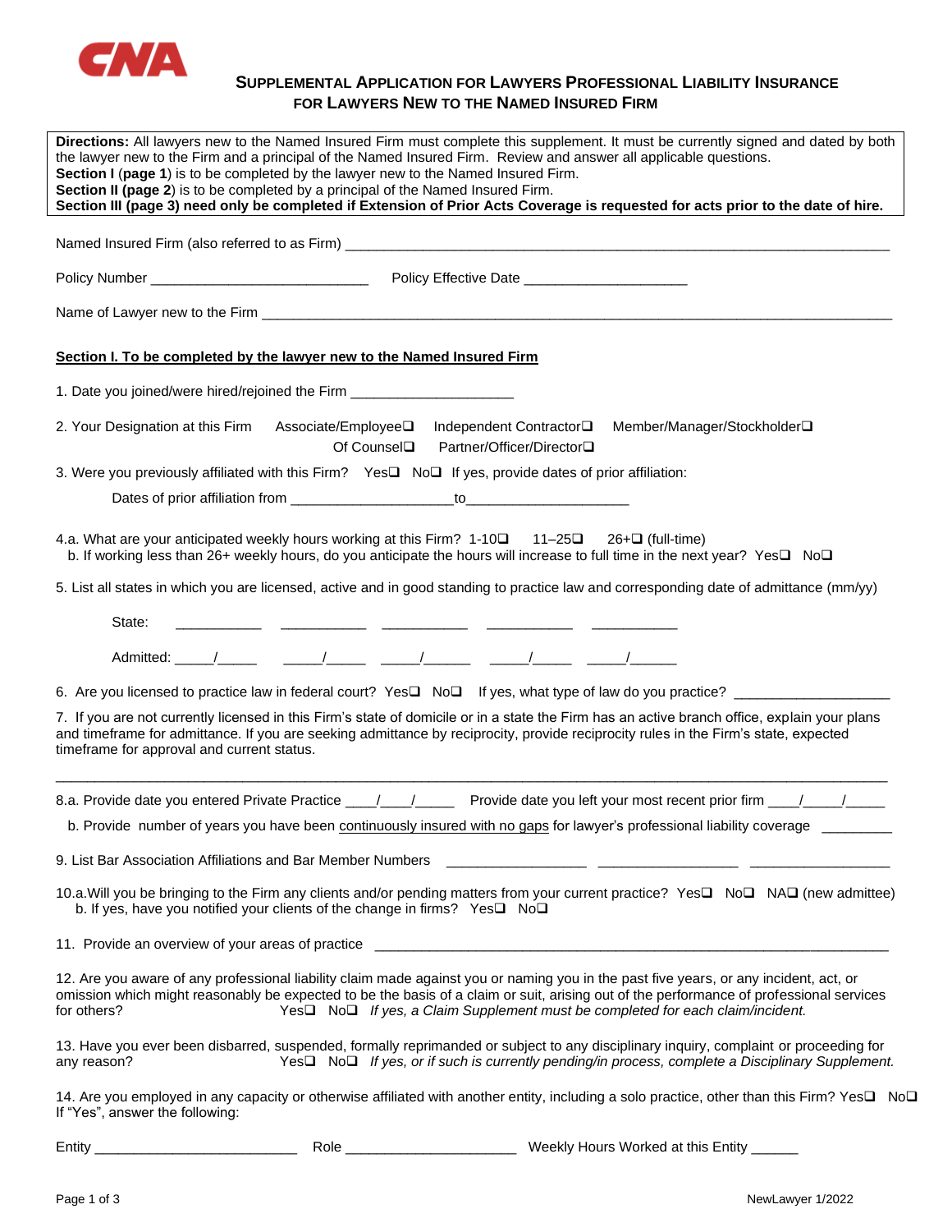CNA

# SUPPLEMENTAL APPLICATION FOR LAWYERS PROFESSIONAL LIABILITY INSURANCE FOR LAWYERS NEW TO THE NAMED INSURED FIRM

**Directions:** All lawyers new to the Named Insured Firm must complete this supplement. It must be currently signed and dated by both the lawyer new to the Firm and a principal of the Named Insured Firm. Review and answer all applicable questions.
**Section I** (**page 1**) is to be completed by the lawyer new to the Named Insured Firm.
**Section II (page 2**) is to be completed by a principal of the Named Insured Firm.
**Section III (page 3) need only be completed if Extension of Prior Acts Coverage is requested for acts prior to the date of hire.**

Named Insured Firm (also referred to as Firm) ______________________________________________

Policy Number ____________________________ Policy Effective Date ____________________

Name of Lawyer new to the Firm ______________________________________________

## Section I. To be completed by the lawyer new to the Named Insured Firm

1. Date you joined/were hired/rejoined the Firm ____________________

2. Your Designation at this Firm Associate/Employee❑ Independent Contractor❑ Member/Manager/Stockholder❑ Of Counsel❑ Partner/Officer/Director❑

3. Were you previously affiliated with this Firm? Yes❑ No❑ If yes, provide dates of prior affiliation:

   Dates of prior affiliation from ____________________ to ____________________

4.a. What are your anticipated weekly hours working at this Firm? 1-10❑ 11–25❑ 26+❑ (full-time)
   b. If working less than 26+ weekly hours, do you anticipate the hours will increase to full time in the next year? Yes❑ No❑

5. List all states in which you are licensed, active and in good standing to practice law and corresponding date of admittance (mm/yy)

   State: ___________ ___________ ___________ ___________ ___________

   Admitted: _____/_____ _____/_____ _____/______ _____/_____ _____/______

6. Are you licensed to practice law in federal court? Yes❑ No❑ If yes, what type of law do you practice? ___________________

7. If you are not currently licensed in this Firm's state of domicile or in a state the Firm has an active branch office, explain your plans and timeframe for admittance. If you are seeking admittance by reciprocity, provide reciprocity rules in the Firm's state, expected timeframe for approval and current status.

______________________________________________________________________________

8.a. Provide date you entered Private Practice ____/____/_____ Provide date you left your most recent prior firm ____/_____/_____

   b. Provide number of years you have been <u>continuously insured with no gaps</u> for lawyer's professional liability coverage _________

9. List Bar Association Affiliations and Bar Member Numbers __________________ __________________ __________________

10.a. Will you be bringing to the Firm any clients and/or pending matters from your current practice? Yes❑ No❑ NA❑ (new admittee)
   b. If yes, have you notified your clients of the change in firms? Yes❑ No❑

11. Provide an overview of your areas of practice ______________________________________________

12. Are you aware of any professional liability claim made against you or naming you in the past five years, or any incident, act, or omission which might reasonably be expected to be the basis of a claim or suit, arising out of the performance of professional services for others? Yes❑ No❑ *If yes, a Claim Supplement must be completed for each claim/incident.*

13. Have you ever been disbarred, suspended, formally reprimanded or subject to any disciplinary inquiry, complaint or proceeding for any reason? Yes❑ No❑ *If yes, or if such is currently pending/in process, complete a Disciplinary Supplement.*

14. Are you employed in any capacity or otherwise affiliated with another entity, including a solo practice, other than this Firm? Yes❑ No❑
If "Yes", answer the following:

Entity __________________________ Role _____________________ Weekly Hours Worked at this Entity ______

NewLawyer 1/2022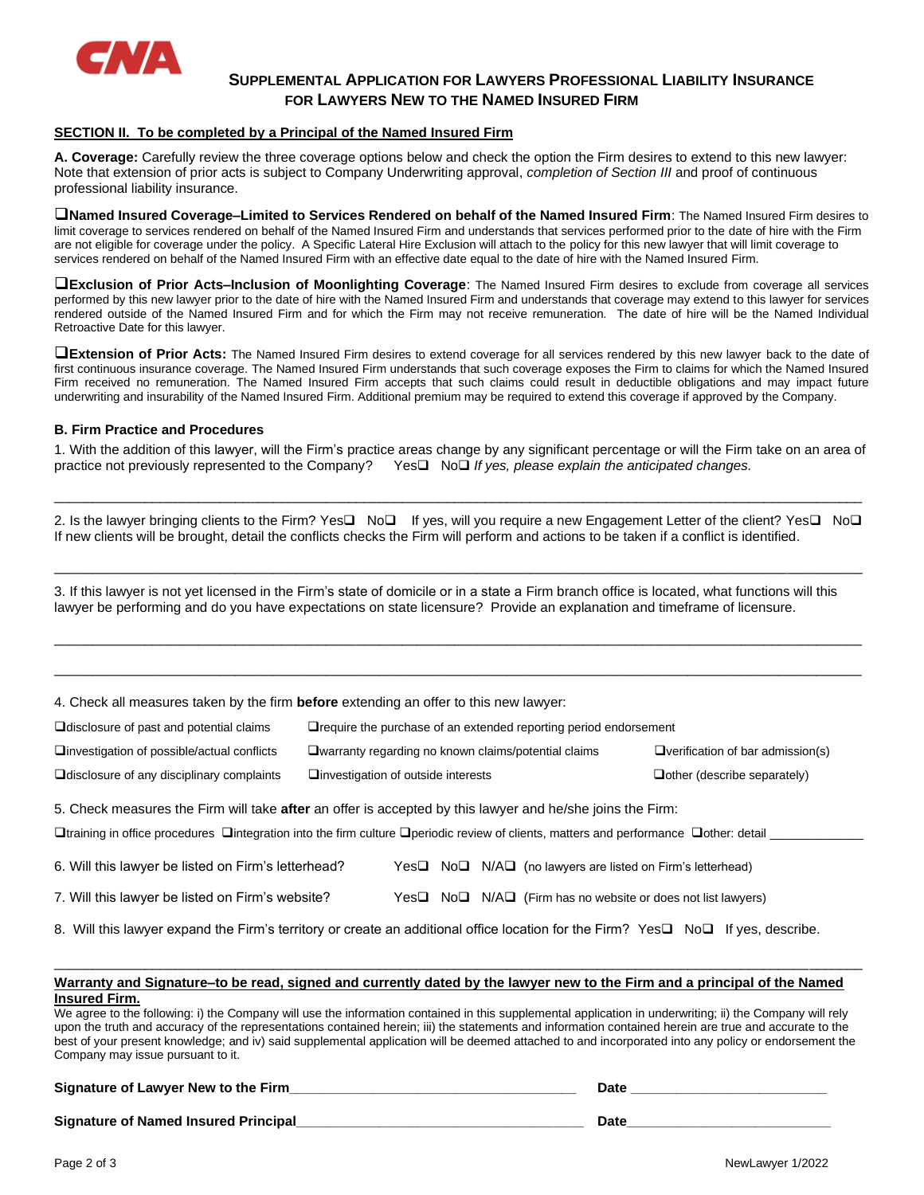## SUPPLEMENTAL APPLICATION FOR LAWYERS PROFESSIONAL LIABILITY INSURANCE FOR LAWYERS NEW TO THE NAMED INSURED FIRM

### SECTION II. To be completed by a Principal of the Named Insured Firm

**A. Coverage:** Carefully review the three coverage options below and check the option the Firm desires to extend to this new lawyer: Note that extension of prior acts is subject to Company Underwriting approval, *completion of Section III* and proof of continuous professional liability insurance.

❑**Named Insured Coverage–Limited to Services Rendered on behalf of the Named Insured Firm**: The Named Insured Firm desires to limit coverage to services rendered on behalf of the Named Insured Firm and understands that services performed prior to the date of hire with the Firm are not eligible for coverage under the policy. A Specific Lateral Hire Exclusion will attach to the policy for this new lawyer that will limit coverage to services rendered on behalf of the Named Insured Firm with an effective date equal to the date of hire with the Named Insured Firm.

❑**Exclusion of Prior Acts–Inclusion of Moonlighting Coverage**: The Named Insured Firm desires to exclude from coverage all services performed by this new lawyer prior to the date of hire with the Named Insured Firm and understands that coverage may extend to this lawyer for services rendered outside of the Named Insured Firm and for which the Firm may not receive remuneration. The date of hire will be the Named Individual Retroactive Date for this lawyer.

❑**Extension of Prior Acts:** The Named Insured Firm desires to extend coverage for all services rendered by this new lawyer back to the date of first continuous insurance coverage. The Named Insured Firm understands that such coverage exposes the Firm to claims for which the Named Insured Firm received no remuneration. The Named Insured Firm accepts that such claims could result in deductible obligations and may impact future underwriting and insurability of the Named Insured Firm. Additional premium may be required to extend this coverage if approved by the Company.

**B. Firm Practice and Procedures**

1. With the addition of this lawyer, will the Firm's practice areas change by any significant percentage or will the Firm take on an area of practice not previously represented to the Company? Yes❑ No❑ *If yes, please explain the anticipated changes.*

_______________________________________________________________________________________________

2. Is the lawyer bringing clients to the Firm? Yes❑ No❑ If yes, will you require a new Engagement Letter of the client? Yes❑ No❑ If new clients will be brought, detail the conflicts checks the Firm will perform and actions to be taken if a conflict is identified.

_______________________________________________________________________________________________

3. If this lawyer is not yet licensed in the Firm's state of domicile or in a state a Firm branch office is located, what functions will this lawyer be performing and do you have expectations on state licensure? Provide an explanation and timeframe of licensure.

_______________________________________________________________________________________________

_______________________________________________________________________________________________

4. Check all measures taken by the firm **before** extending an offer to this new lawyer:

❑disclosure of past and potential claims ❑require the purchase of an extended reporting period endorsement

❑investigation of possible/actual conflicts ❑warranty regarding no known claims/potential claims ❑verification of bar admission(s)

❑disclosure of any disciplinary complaints ❑investigation of outside interests ❑other (describe separately)

5. Check measures the Firm will take **after** an offer is accepted by this lawyer and he/she joins the Firm:

❑training in office procedures ❑integration into the firm culture ❑periodic review of clients, matters and performance ❑other: detail _____________

6. Will this lawyer be listed on Firm's letterhead? Yes❑ No❑ N/A❑ (no lawyers are listed on Firm's letterhead)

7. Will this lawyer be listed on Firm's website? Yes❑ No❑ N/A❑ (Firm has no website or does not list lawyers)

8. Will this lawyer expand the Firm's territory or create an additional office location for the Firm? Yes❑ No❑ If yes, describe.

_______________________________________________________________________________________________

**Warranty and Signature–to be read, signed and currently dated by the lawyer new to the Firm and a principal of the Named Insured Firm.**

We agree to the following: i) the Company will use the information contained in this supplemental application in underwriting; ii) the Company will rely upon the truth and accuracy of the representations contained herein; iii) the statements and information contained herein are true and accurate to the best of your present knowledge; and iv) said supplemental application will be deemed attached to and incorporated into any policy or endorsement the Company may issue pursuant to it.

**Signature of Lawyer New to the Firm**_____________________________________ **Date** ________________________

**Signature of Named Insured Principal**_____________________________________ **Date**________________________

NewLawyer 1/2022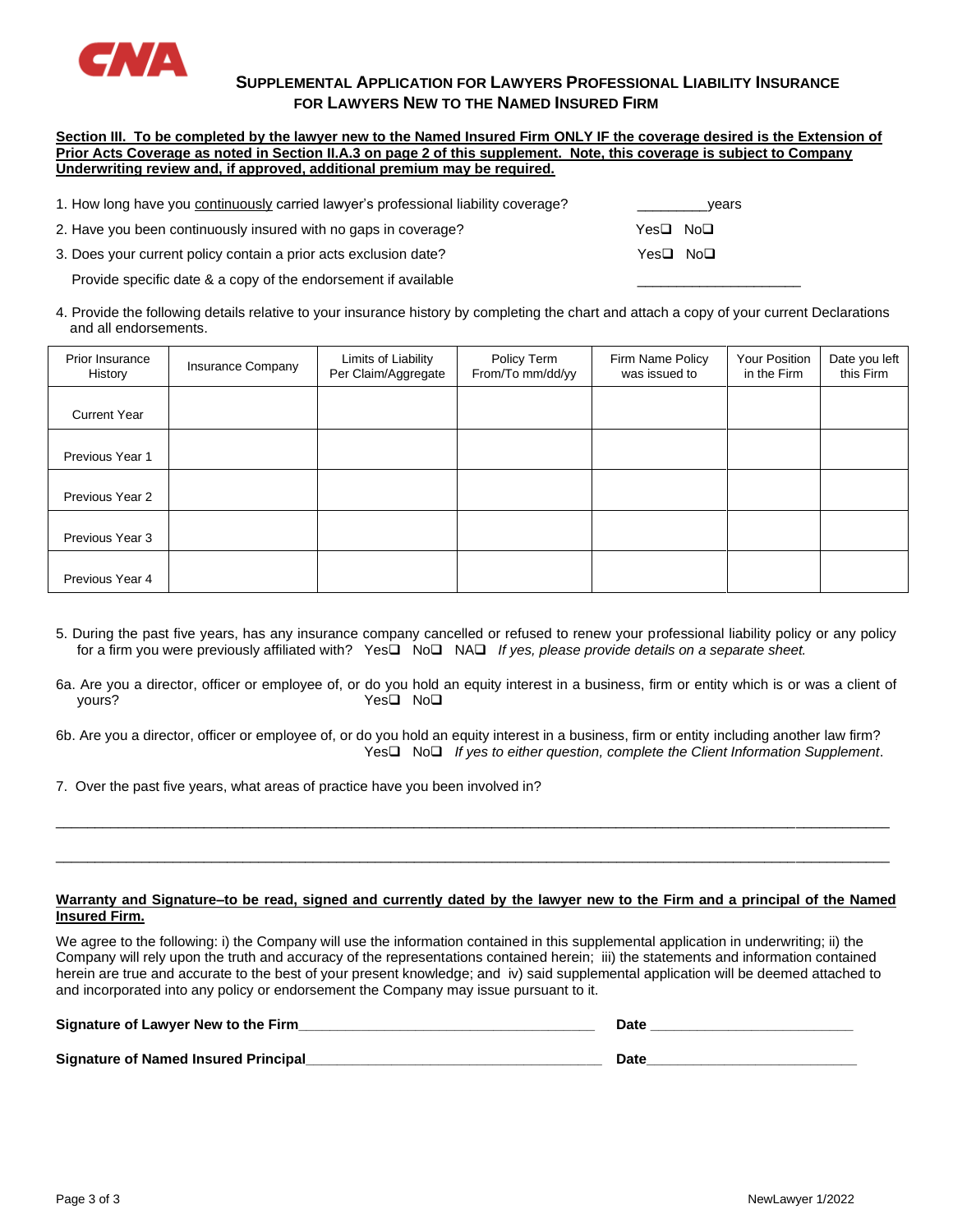## Supplemental Application for Lawyers Professional Liability Insurance for Lawyers New to the Named Insured Firm

**Section III. To be completed by the lawyer new to the Named Insured Firm ONLY IF the coverage desired is the Extension of Prior Acts Coverage as noted in Section II.A.3 on page 2 of this supplement. Note, this coverage is subject to Company Underwriting review and, if approved, additional premium may be required.**

1. How long have you continuously carried lawyer's professional liability coverage? _________years
2. Have you been continuously insured with no gaps in coverage? Yes❑ No❑
3. Does your current policy contain a prior acts exclusion date? Yes❑ No❑

   Provide specific date & a copy of the endorsement if available _____________________

4. Provide the following details relative to your insurance history by completing the chart and attach a copy of your current Declarations and all endorsements.

| Prior Insurance History | Insurance Company | Limits of Liability Per Claim/Aggregate | Policy Term From/To mm/dd/yy | Firm Name Policy was issued to | Your Position in the Firm | Date you left this Firm |
|---|---|---|---|---|---|---|
| Current Year | | | | | | |
| Previous Year 1 | | | | | | |
| Previous Year 2 | | | | | | |
| Previous Year 3 | | | | | | |
| Previous Year 4 | | | | | | |

5. During the past five years, has any insurance company cancelled or refused to renew your professional liability policy or any policy for a firm you were previously affiliated with? Yes❑ No❑ NA❑ *If yes, please provide details on a separate sheet.*

6a. Are you a director, officer or employee of, or do you hold an equity interest in a business, firm or entity which is or was a client of yours? Yes❑ No❑

6b. Are you a director, officer or employee of, or do you hold an equity interest in a business, firm or entity including another law firm? Yes❑ No❑ *If yes to either question, complete the Client Information Supplement*.

7. Over the past five years, what areas of practice have you been involved in?

_____________________________________________________________________________________________

_____________________________________________________________________________________________

**Warranty and Signature–to be read, signed and currently dated by the lawyer new to the Firm and a principal of the Named Insured Firm.**

We agree to the following: i) the Company will use the information contained in this supplemental application in underwriting; ii) the Company will rely upon the truth and accuracy of the representations contained herein; iii) the statements and information contained herein are true and accurate to the best of your present knowledge; and iv) said supplemental application will be deemed attached to and incorporated into any policy or endorsement the Company may issue pursuant to it.

**Signature of Lawyer New to the Firm**_____________________________________ **Date** _________________________

**Signature of Named Insured Principal**_____________________________________ **Date**_________________________

NewLawyer 1/2022